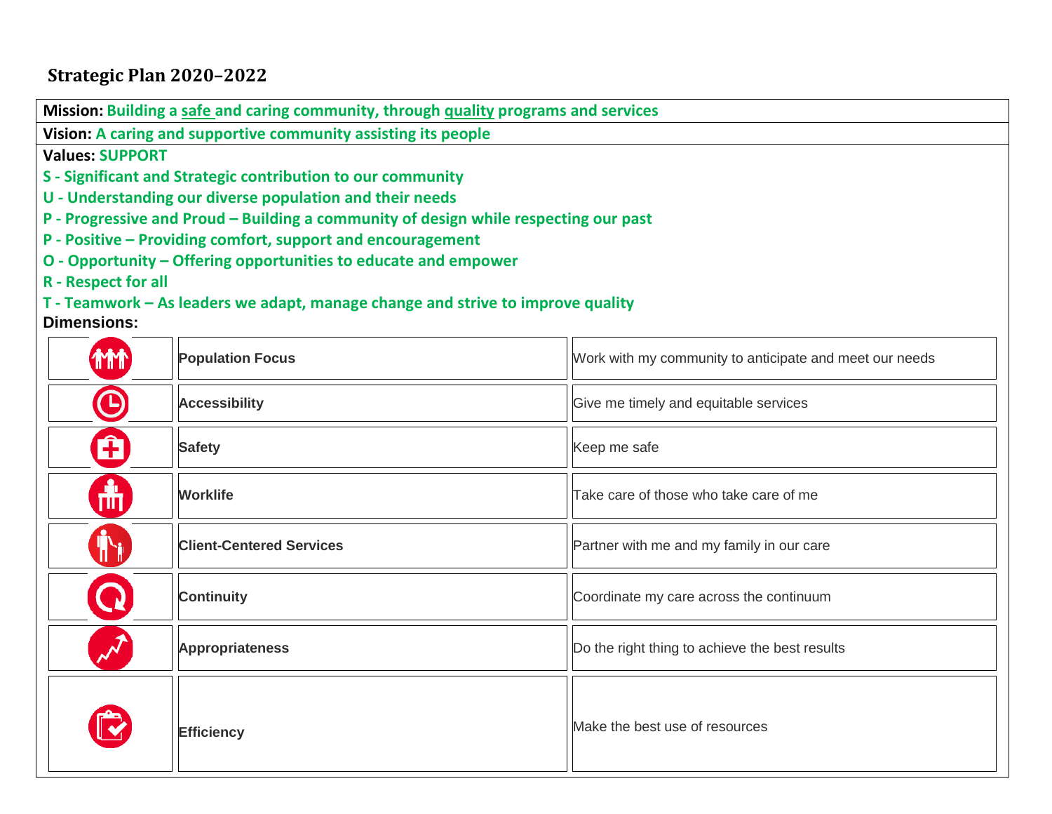# Strategic Plan 2020–2022

**Mission:** Building a safe and caring community, through quality programs and services

**Vision:** A caring and supportive community assisting its people

**Values:** SUPPORT

- **S - Significant and Strategic contribution to our community**
- **U - Understanding our diverse population and their needs**
- **P - Progressive and Proud – Building a community of design while respecting our past**
- **P - Positive – Providing comfort, support and encouragement**
- **O - Opportunity – Offering opportunities to educate and empower**
- **R - Respect for all**
- **T - Teamwork – As leaders we adapt, manage change and strive to improve quality**

**Dimensions:**

| | | |
|---|---|---|
| | **Population Focus** | Work with my community to anticipate and meet our needs |
| | **Accessibility** | Give me timely and equitable services |
| | **Safety** | Keep me safe |
| | **Worklife** | Take care of those who take care of me |
| | **Client-Centered Services** | Partner with me and my family in our care |
| | **Continuity** | Coordinate my care across the continuum |
| | **Appropriateness** | Do the right thing to achieve the best results |
| | **Efficiency** | Make the best use of resources |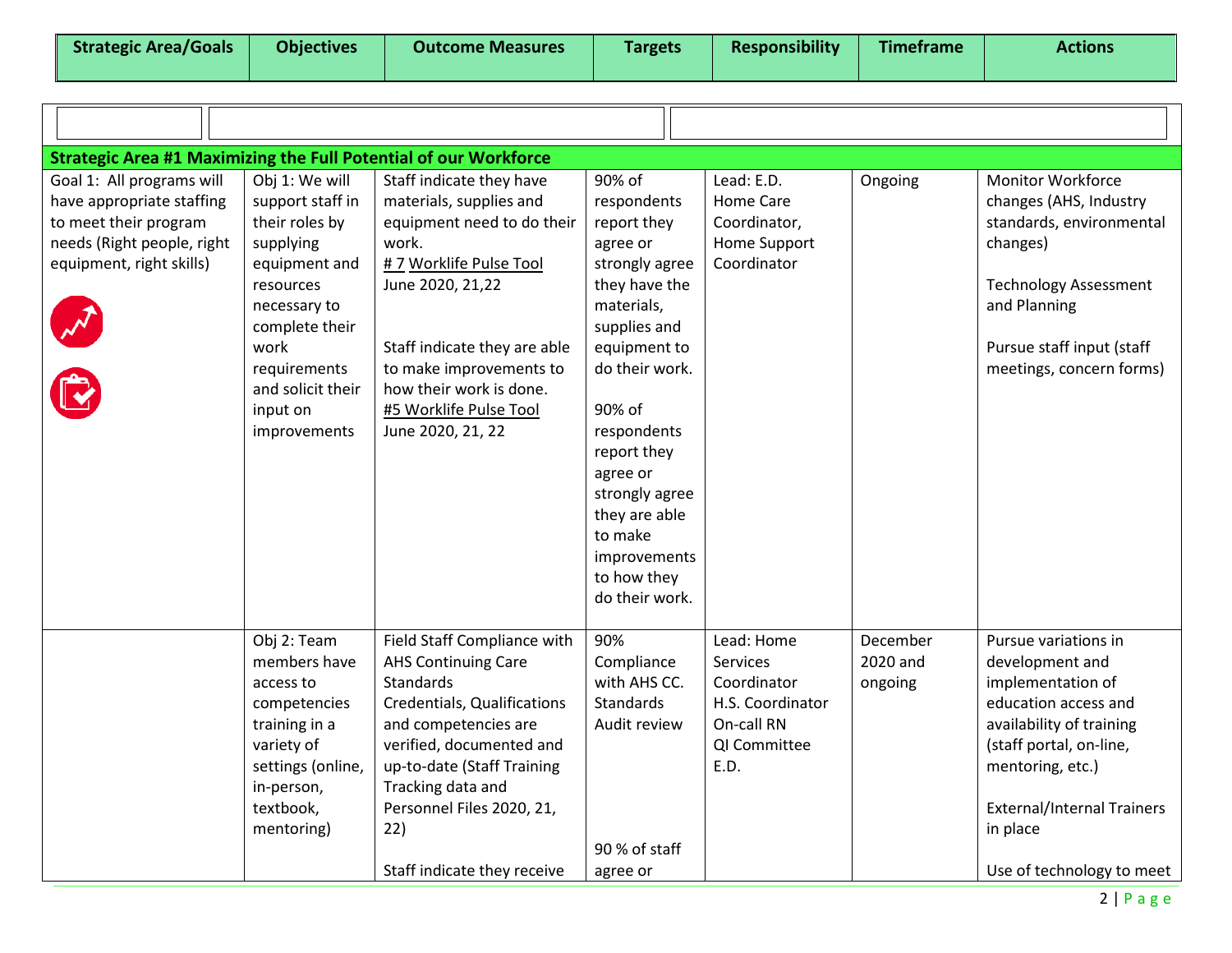| Strategic Area/Goals | Objectives | Outcome Measures | Targets | Responsibility | Timeframe | Actions |
|---|---|---|---|---|---|---|
| **Strategic Area #1 Maximizing the Full Potential of our Workforce** | | | | | | |
| Goal 1: All programs will have appropriate staffing to meet their program needs (Right people, right equipment, right skills) | Obj 1: We will support staff in their roles by supplying equipment and resources necessary to complete their work requirements and solicit their input on improvements | Staff indicate they have materials, supplies and equipment need to do their work. # 7 Worklife Pulse Tool June 2020, 21,22<br><br>Staff indicate they are able to make improvements to how their work is done. #5 Worklife Pulse Tool June 2020, 21, 22 | 90% of respondents report they agree or strongly agree they have the materials, supplies and equipment to do their work.<br><br>90% of respondents report they agree or strongly agree they are able to make improvements to how they do their work. | Lead: E.D. Home Care Coordinator, Home Support Coordinator | Ongoing | Monitor Workforce changes (AHS, Industry standards, environmental changes)<br><br>Technology Assessment and Planning<br><br>Pursue staff input (staff meetings, concern forms) |
| | Obj 2: Team members have access to competencies training in a variety of settings (online, in-person, textbook, mentoring) | Field Staff Compliance with AHS Continuing Care Standards Credentials, Qualifications and competencies are verified, documented and up-to-date (Staff Training Tracking data and Personnel Files 2020, 21, 22)<br><br>Staff indicate they receive | 90% Compliance with AHS CC. Standards Audit review<br><br>90 % of staff agree or | Lead: Home Services Coordinator H.S. Coordinator On-call RN QI Committee E.D. | December 2020 and ongoing | Pursue variations in development and implementation of education access and availability of training (staff portal, on-line, mentoring, etc.)<br><br>External/Internal Trainers in place<br><br>Use of technology to meet |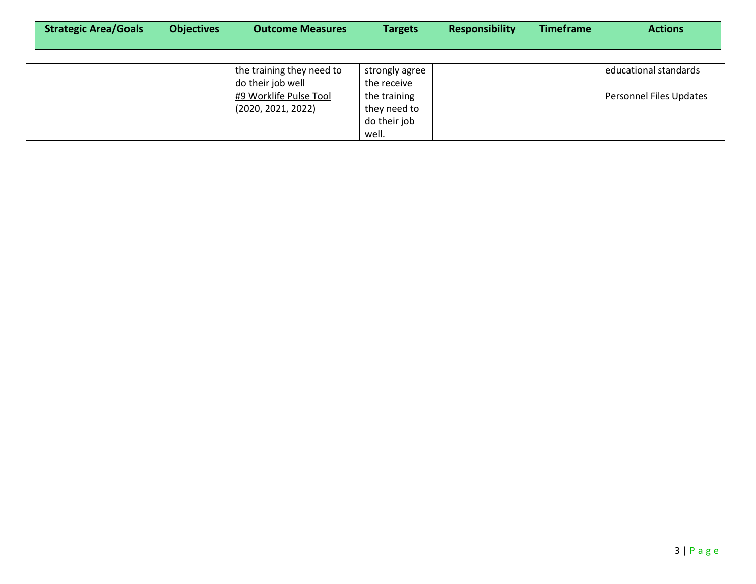| Strategic Area/Goals | Objectives | Outcome Measures | Targets | Responsibility | Timeframe | Actions |
|---|---|---|---|---|---|---|
| | | the training they need to do their job well<br>#9 Worklife Pulse Tool (2020, 2021, 2022) | strongly agree the receive the training they need to do their job well. | | | educational standards<br><br>Personnel Files Updates |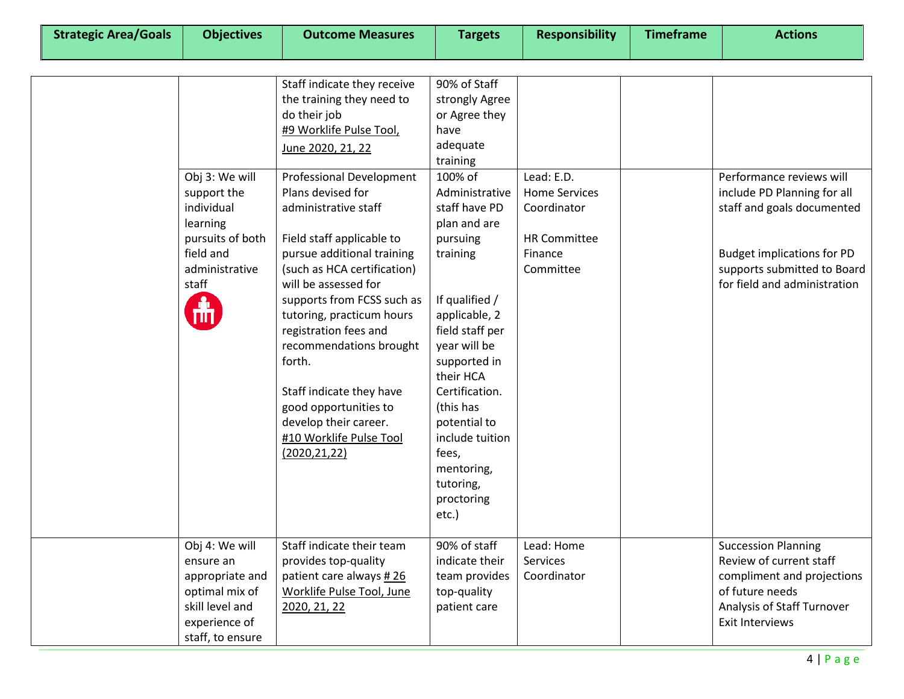| Strategic Area/Goals | Objectives | Outcome Measures | Targets | Responsibility | Timeframe | Actions |
|---|---|---|---|---|---|---|
| | | Staff indicate they receive the training they need to do their job <br> #9 Worklife Pulse Tool, June 2020, 21, 22 | 90% of Staff strongly Agree or Agree they have adequate training | | | |
| | Obj 3: We will support the individual learning pursuits of both field and administrative staff | Professional Development Plans devised for administrative staff <br><br> Field staff applicable to pursue additional training (such as HCA certification) will be assessed for supports from FCSS such as tutoring, practicum hours registration fees and recommendations brought forth. <br><br> Staff indicate they have good opportunities to develop their career. <br> #10 Worklife Pulse Tool (2020,21,22) | 100% of Administrative staff have PD plan and are pursuing training <br><br> If qualified / applicable, 2 field staff per year will be supported in their HCA Certification. (this has potential to include tuition fees, mentoring, tutoring, proctoring etc.) | Lead: E.D. <br> Home Services Coordinator <br><br> HR Committee <br> Finance Committee | | Performance reviews will include PD Planning for all staff and goals documented <br><br> Budget implications for PD supports submitted to Board for field and administration |
| | Obj 4: We will ensure an appropriate and optimal mix of skill level and experience of staff, to ensure | Staff indicate their team provides top-quality patient care always # 26 Worklife Pulse Tool, June 2020, 21, 22 | 90% of staff indicate their team provides top-quality patient care | Lead: Home Services Coordinator | | Succession Planning <br> Review of current staff compliment and projections of future needs <br> Analysis of Staff Turnover <br> Exit Interviews |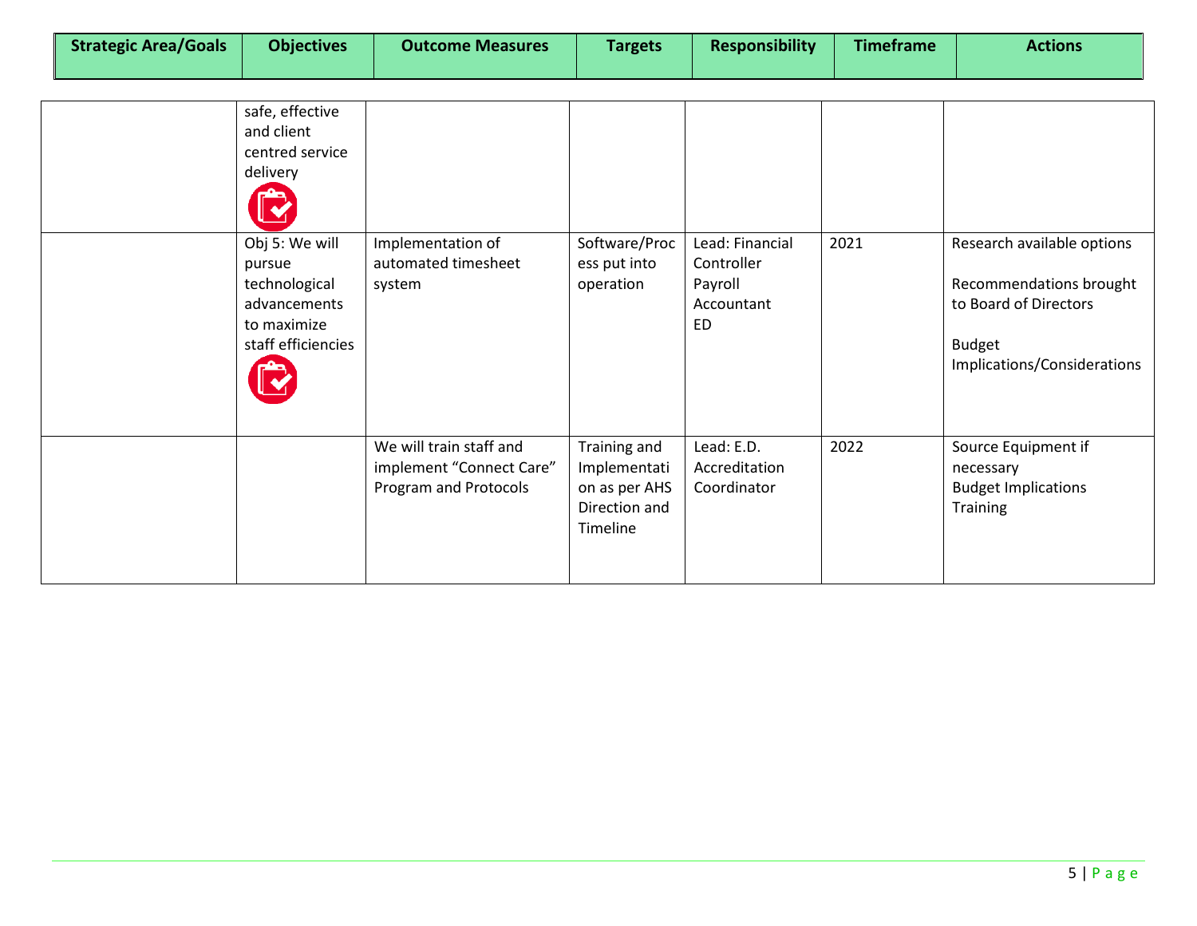| Strategic Area/Goals | Objectives | Outcome Measures | Targets | Responsibility | Timeframe | Actions |
|---|---|---|---|---|---|---|
| | safe, effective and client centred service delivery | | | | | |
| | Obj 5: We will pursue technological advancements to maximize staff efficiencies | Implementation of automated timesheet system | Software/Process put into operation | Lead: Financial Controller<br>Payroll Accountant<br>ED | 2021 | Research available options<br><br>Recommendations brought to Board of Directors<br><br>Budget Implications/Considerations |
| | | We will train staff and implement "Connect Care" Program and Protocols | Training and Implementation as per AHS Direction and Timeline | Lead: E.D.<br>Accreditation Coordinator | 2022 | Source Equipment if necessary<br>Budget Implications<br>Training |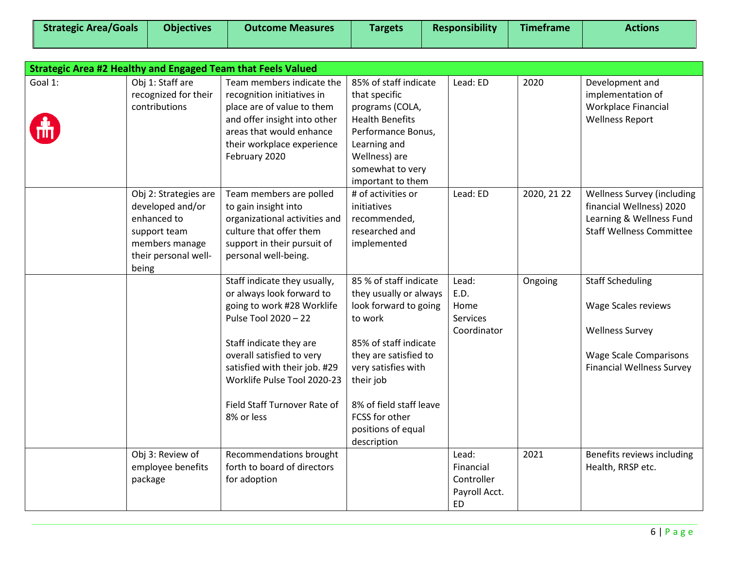| Strategic Area/Goals | Objectives | Outcome Measures | Targets | Responsibility | Timeframe | Actions |
|---|---|---|---|---|---|---|
| **Strategic Area #2 Healthy and Engaged Team that Feels Valued** | | | | | | |
| Goal 1: | Obj 1: Staff are recognized for their contributions | Team members indicate the recognition initiatives in place are of value to them and offer insight into other areas that would enhance their workplace experience February 2020 | 85% of staff indicate that specific programs (COLA, Health Benefits Performance Bonus, Learning and Wellness) are somewhat to very important to them | Lead: ED | 2020 | Development and implementation of Workplace Financial Wellness Report |
| | Obj 2: Strategies are developed and/or enhanced to support team members manage their personal well-being | Team members are polled to gain insight into organizational activities and culture that offer them support in their pursuit of personal well-being. | # of activities or initiatives recommended, researched and implemented | Lead: ED | 2020, 21 22 | Wellness Survey (including financial Wellness) 2020<br>Learning & Wellness Fund<br>Staff Wellness Committee |
| | | Staff indicate they usually, or always look forward to going to work #28 Worklife Pulse Tool 2020 – 22<br><br>Staff indicate they are overall satisfied to very satisfied with their job. #29 Worklife Pulse Tool 2020-23<br><br>Field Staff Turnover Rate of 8% or less | 85 % of staff indicate they usually or always look forward to going to work<br><br>85% of staff indicate they are satisfied to very satisfies with their job<br><br>8% of field staff leave FCSS for other positions of equal description | Lead:<br>E.D.<br>Home Services Coordinator | Ongoing | Staff Scheduling<br><br>Wage Scales reviews<br><br>Wellness Survey<br><br>Wage Scale Comparisons<br>Financial Wellness Survey |
| | Obj 3: Review of employee benefits package | Recommendations brought forth to board of directors for adoption | | Lead:<br>Financial Controller<br>Payroll Acct.<br>ED | 2021 | Benefits reviews including Health, RRSP etc. |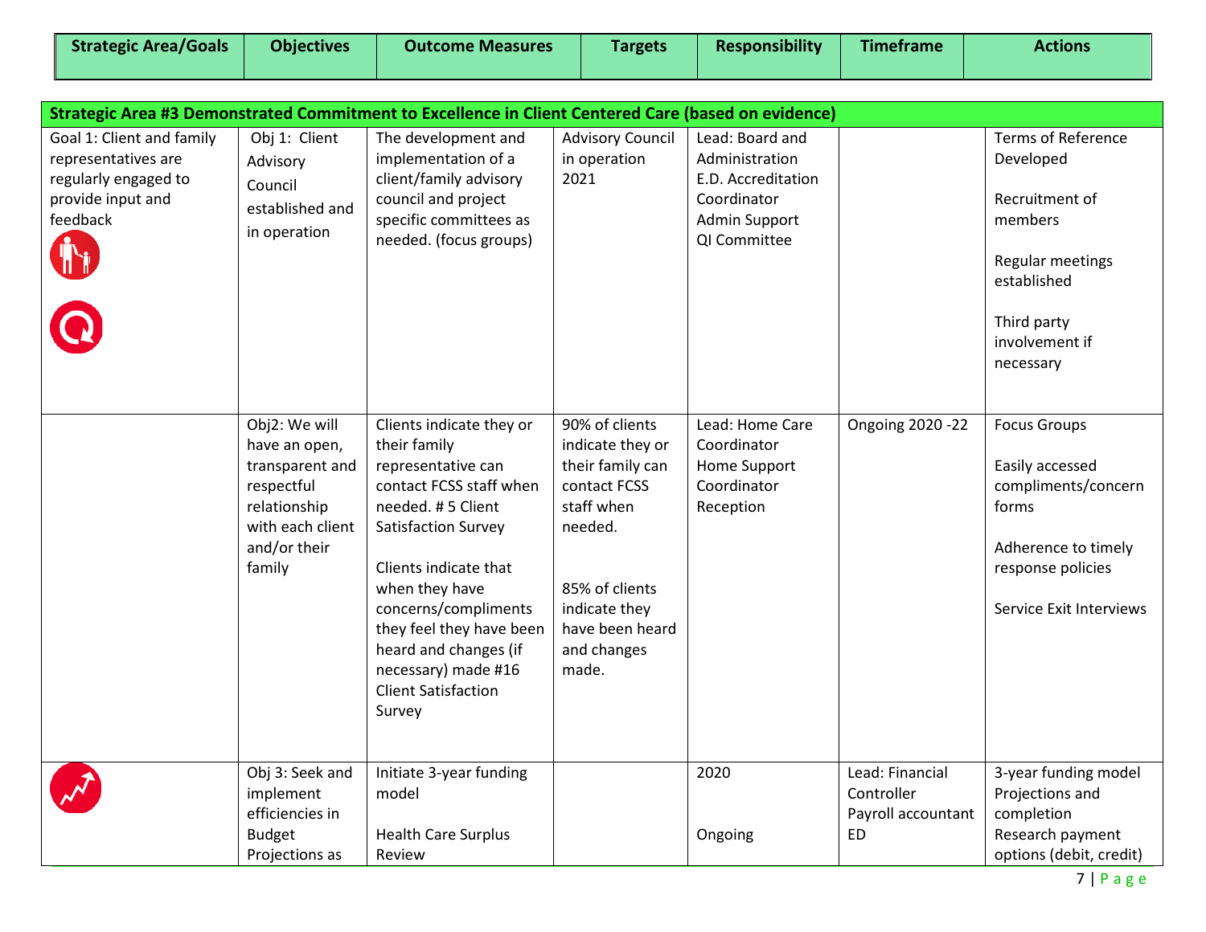| Strategic Area/Goals | Objectives | Outcome Measures | Targets | Responsibility | Timeframe | Actions |
|---|---|---|---|---|---|---|
| **Strategic Area #3 Demonstrated Commitment to Excellence in Client Centered Care (based on evidence)** | | | | | | |
| Goal 1: Client and family representatives are regularly engaged to provide input and feedback | Obj 1: Client Advisory Council established and in operation | The development and implementation of a client/family advisory council and project specific committees as needed. (focus groups) | Advisory Council in operation 2021 | Lead: Board and Administration<br>E.D. Accreditation Coordinator<br>Admin Support<br>QI Committee | | Terms of Reference Developed<br><br>Recruitment of members<br><br>Regular meetings established<br><br>Third party involvement if necessary |
| | Obj2: We will have an open, transparent and respectful relationship with each client and/or their family | Clients indicate they or their family representative can contact FCSS staff when needed. # 5 Client Satisfaction Survey<br><br>Clients indicate that when they have concerns/compliments they feel they have been heard and changes (if necessary) made #16 Client Satisfaction Survey | 90% of clients indicate they or their family can contact FCSS staff when needed.<br><br>85% of clients indicate they have been heard and changes made. | Lead: Home Care Coordinator<br>Home Support Coordinator<br>Reception | Ongoing 2020 -22 | Focus Groups<br><br>Easily accessed compliments/concern forms<br><br>Adherence to timely response policies<br><br>Service Exit Interviews |
| | Obj 3: Seek and implement efficiencies in Budget Projections as | Initiate 3-year funding model<br><br>Health Care Surplus Review | | 2020<br><br>Ongoing | Lead: Financial Controller<br>Payroll accountant<br>ED | 3-year funding model Projections and completion<br>Research payment options (debit, credit) |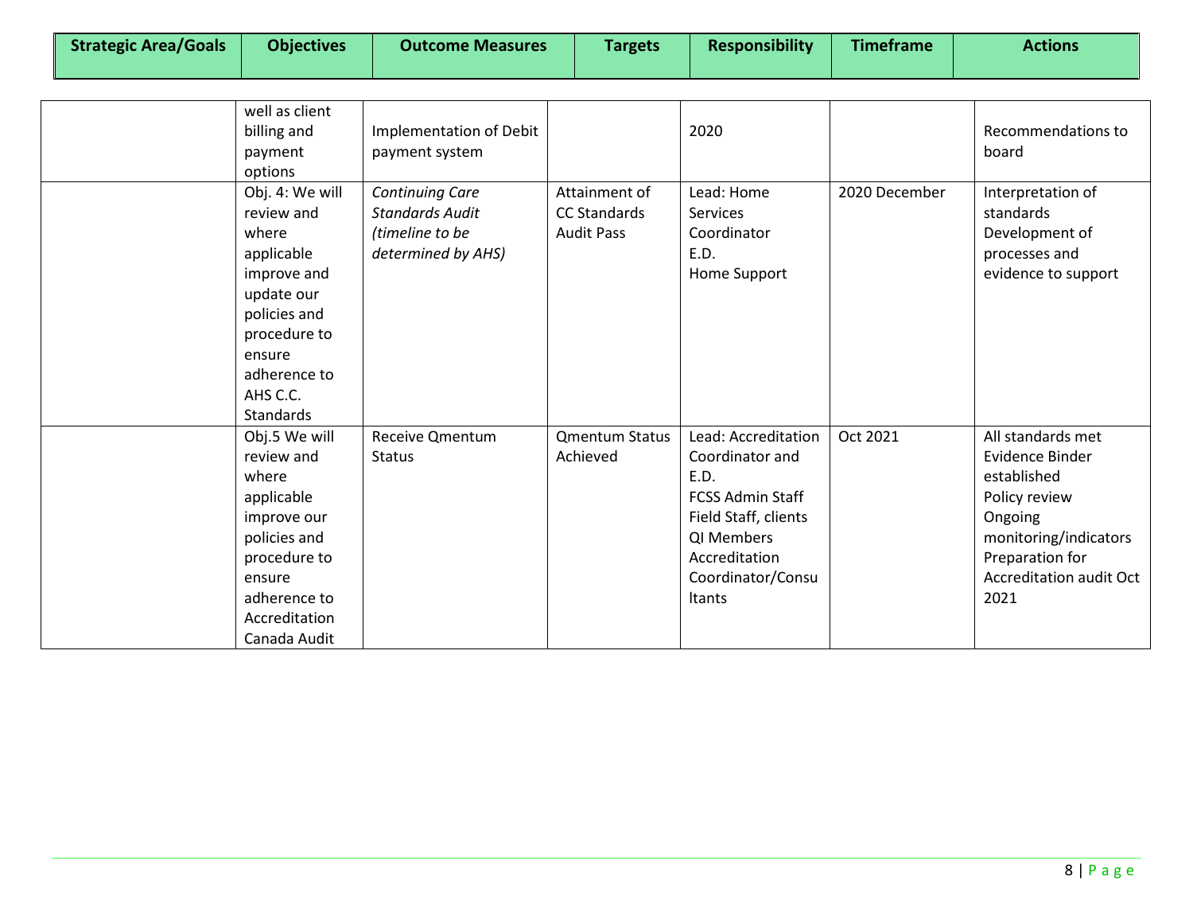| Strategic Area/Goals | Objectives | Outcome Measures | Targets | Responsibility | Timeframe | Actions |
|---|---|---|---|---|---|---|
| | well as client billing and payment options | Implementation of Debit payment system | | 2020 | | Recommendations to board |
| | Obj. 4: We will review and where applicable improve and update our policies and procedure to ensure adherence to AHS C.C. Standards | *Continuing Care Standards Audit (timeline to be determined by AHS)* | Attainment of CC Standards Audit Pass | Lead: Home Services Coordinator<br>E.D.<br>Home Support | 2020 December | Interpretation of standards<br>Development of processes and evidence to support |
| | Obj.5 We will review and where applicable improve our policies and procedure to ensure adherence to Accreditation Canada Audit | Receive Qmentum Status | Qmentum Status Achieved | Lead: Accreditation Coordinator and E.D.<br>FCSS Admin Staff<br>Field Staff, clients<br>QI Members<br>Accreditation Coordinator/Consultants | Oct 2021 | All standards met<br>Evidence Binder established<br>Policy review<br>Ongoing monitoring/indicators<br>Preparation for Accreditation audit Oct 2021 |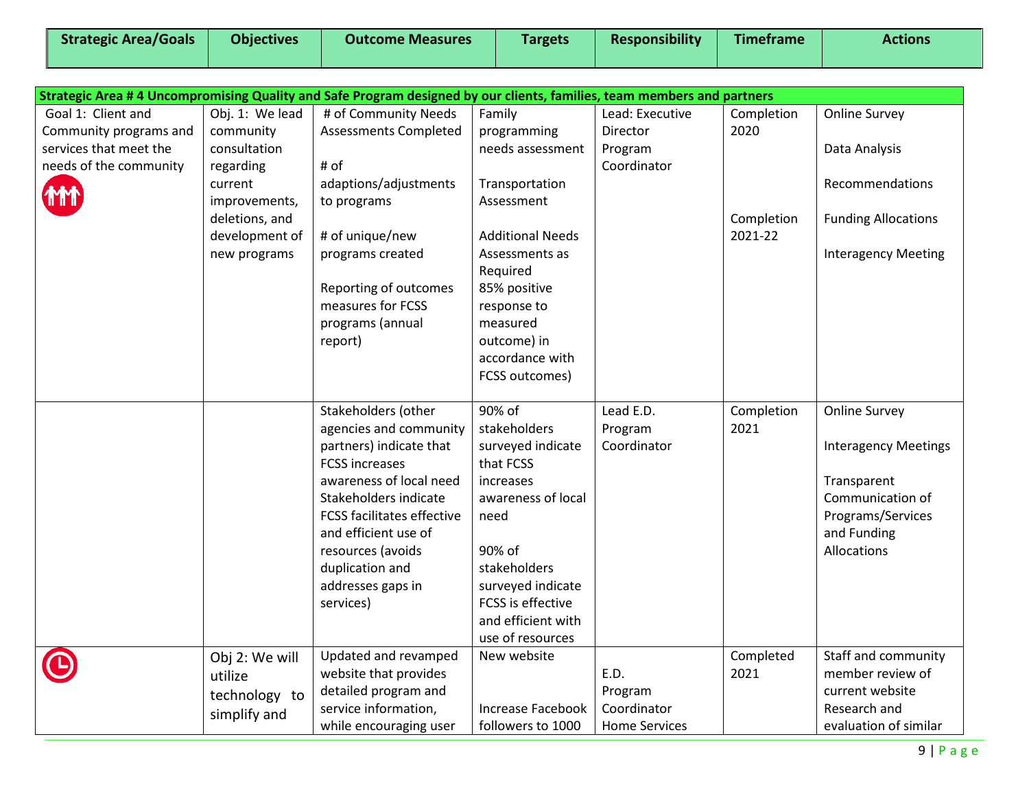| Strategic Area/Goals | Objectives | Outcome Measures | Targets | Responsibility | Timeframe | Actions |
|---|---|---|---|---|---|---|
| **Strategic Area # 4 Uncompromising Quality and Safe Program designed by our clients, families, team members and partners** | | | | | | |
| Goal 1: Client and Community programs and services that meet the needs of the community | Obj. 1: We lead community consultation regarding current improvements, deletions, and development of new programs | # of Community Needs Assessments Completed<br><br># of adaptions/adjustments to programs<br><br># of unique/new programs created<br><br>Reporting of outcomes measures for FCSS programs (annual report) | Family programming needs assessment<br><br>Transportation Assessment<br><br>Additional Needs Assessments as Required<br>85% positive response to measured outcome) in accordance with FCSS outcomes) | Lead: Executive Director<br>Program Coordinator | Completion 2020<br><br>Completion 2021-22 | Online Survey<br><br>Data Analysis<br><br>Recommendations<br><br>Funding Allocations<br><br>Interagency Meeting |
| | | Stakeholders (other agencies and community partners) indicate that FCSS increases awareness of local need<br>Stakeholders indicate FCSS facilitates effective and efficient use of resources (avoids duplication and addresses gaps in services) | 90% of stakeholders surveyed indicate that FCSS increases awareness of local need<br><br>90% of stakeholders surveyed indicate FCSS is effective and efficient with use of resources | Lead E.D.<br>Program Coordinator | Completion 2021 | Online Survey<br><br>Interagency Meetings<br><br>Transparent Communication of Programs/Services and Funding Allocations |
| | Obj 2: We will utilize technology to simplify and | Updated and revamped website that provides detailed program and service information, while encouraging user | New website<br><br>Increase Facebook followers to 1000 | E.D.<br>Program Coordinator<br>Home Services | Completed 2021 | Staff and community member review of current website<br>Research and evaluation of similar |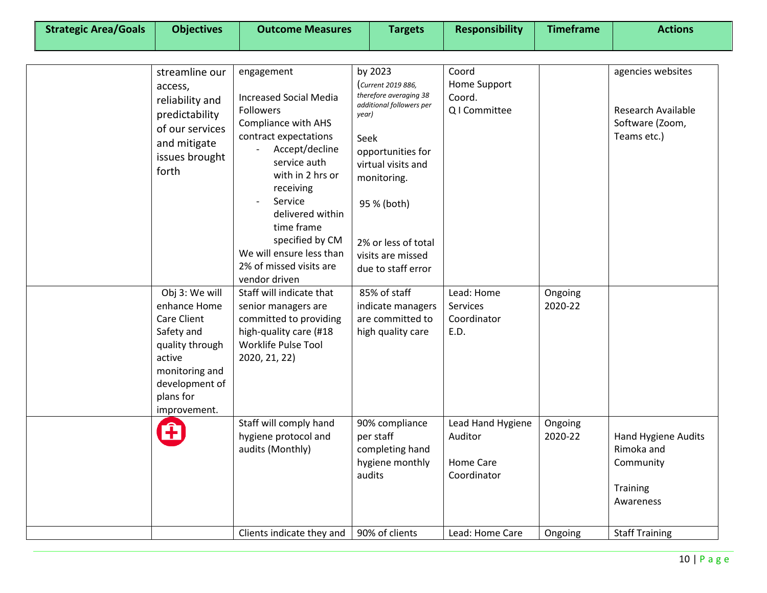| Strategic Area/Goals | Objectives | Outcome Measures | Targets | Responsibility | Timeframe | Actions |
| --- | --- | --- | --- | --- | --- | --- |
| | streamline our access, reliability and predictability of our services and mitigate issues brought forth | engagement<br><br>Increased Social Media Followers<br>Compliance with AHS contract expectations<br>- Accept/decline service auth with in 2 hrs or receiving<br>- Service delivered within time frame specified by CM<br>We will ensure less than 2% of missed visits are vendor driven | by 2023<br>(*Current 2019 886, therefore averaging 38 additional followers per year*)<br><br>Seek opportunities for virtual visits and monitoring.<br><br>95 % (both)<br><br>2% or less of total visits are missed due to staff error | Coord<br>Home Support Coord.<br>Q I Committee | | agencies websites<br><br>Research Available Software (Zoom, Teams etc.) |
| | Obj 3: We will enhance Home Care Client Safety and quality through active monitoring and development of plans for improvement. | Staff will indicate that senior managers are committed to providing high-quality care (#18 Worklife Pulse Tool 2020, 21, 22) | 85% of staff indicate managers are committed to high quality care | Lead: Home Services Coordinator<br>E.D. | Ongoing 2020-22 | |
| | | Staff will comply hand hygiene protocol and audits (Monthly) | 90% compliance per staff completing hand hygiene monthly audits | Lead Hand Hygiene Auditor<br><br>Home Care Coordinator | Ongoing 2020-22 | Hand Hygiene Audits Rimoka and Community<br><br>Training Awareness |
| | | Clients indicate they and | 90% of clients | Lead: Home Care | Ongoing | Staff Training |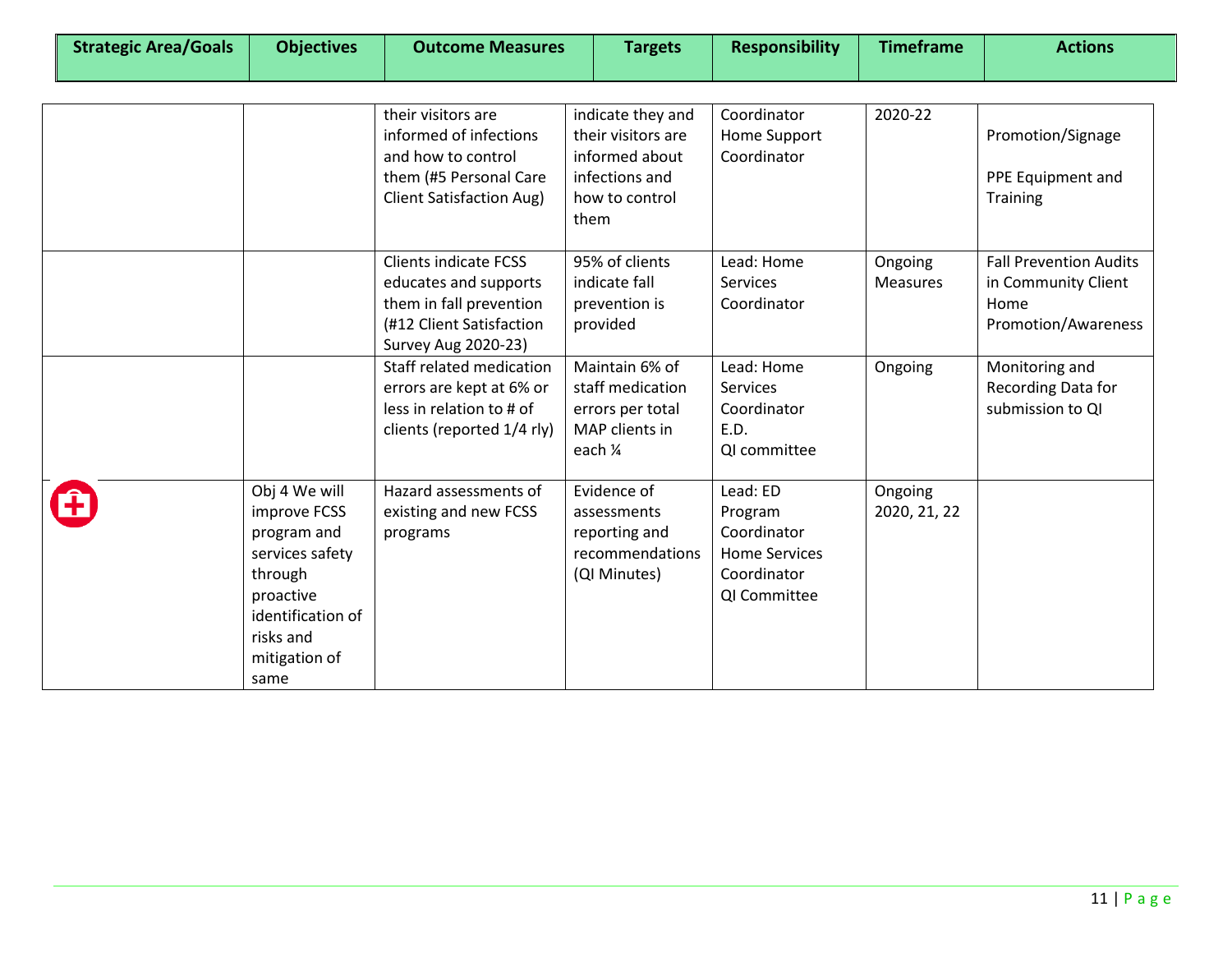| Strategic Area/Goals | Objectives | Outcome Measures | Targets | Responsibility | Timeframe | Actions |
|---|---|---|---|---|---|---|
| | | their visitors are informed of infections and how to control them (#5 Personal Care Client Satisfaction Aug) | indicate they and their visitors are informed about infections and how to control them | Coordinator Home Support Coordinator | 2020-22 | Promotion/Signage<br><br>PPE Equipment and Training |
| | | Clients indicate FCSS educates and supports them in fall prevention (#12 Client Satisfaction Survey Aug 2020-23) | 95% of clients indicate fall prevention is provided | Lead: Home Services Coordinator | Ongoing Measures | Fall Prevention Audits in Community Client Home Promotion/Awareness |
| | | Staff related medication errors are kept at 6% or less in relation to # of clients (reported 1/4 rly) | Maintain 6% of staff medication errors per total MAP clients in each ¼ | Lead: Home Services Coordinator<br>E.D.<br>QI committee | Ongoing | Monitoring and Recording Data for submission to QI |
| | Obj 4 We will improve FCSS program and services safety through proactive identification of risks and mitigation of same | Hazard assessments of existing and new FCSS programs | Evidence of assessments reporting and recommendations (QI Minutes) | Lead: ED<br>Program Coordinator<br>Home Services Coordinator<br>QI Committee | Ongoing 2020, 21, 22 | |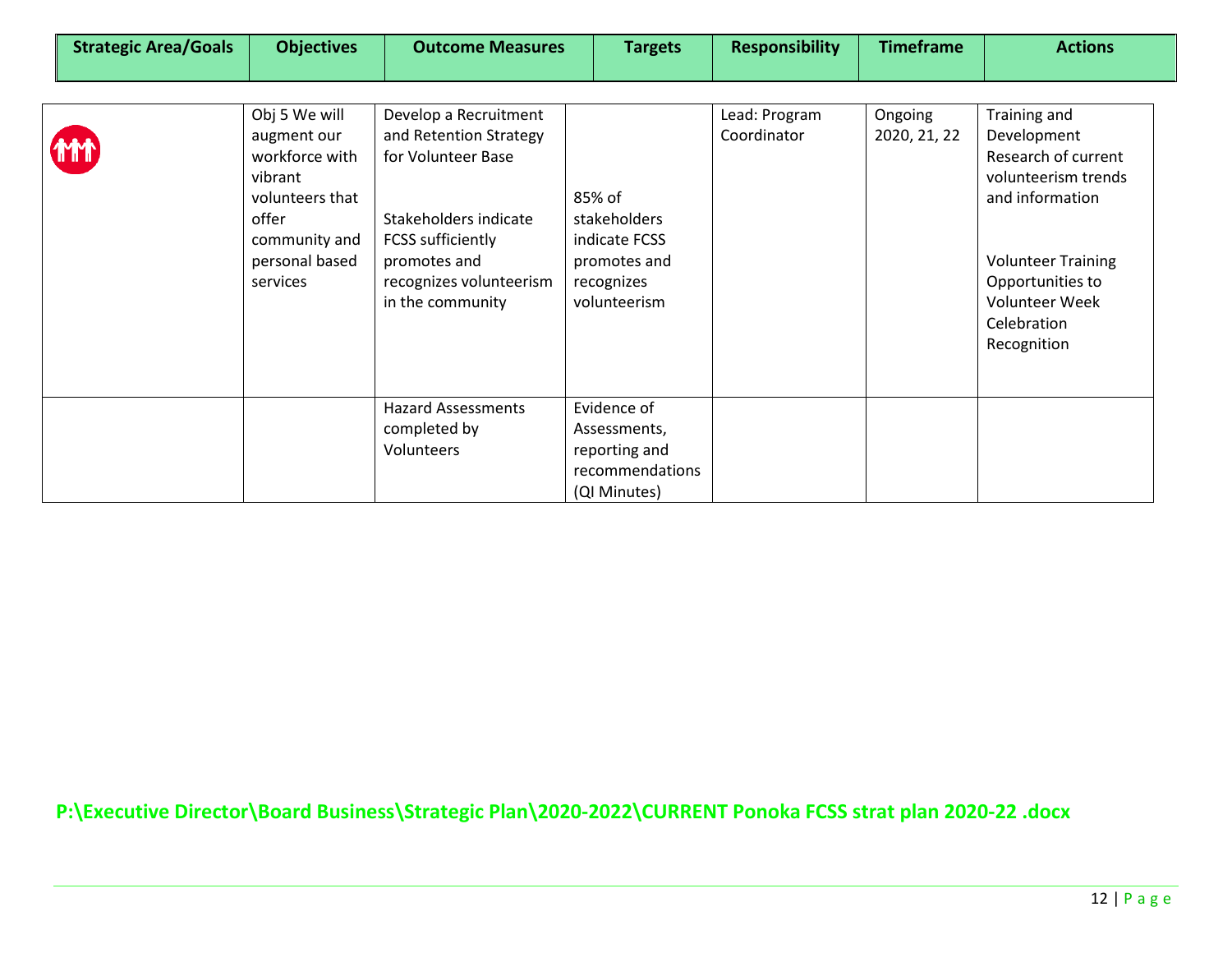| Strategic Area/Goals | Objectives | Outcome Measures | Targets | Responsibility | Timeframe | Actions |
|---|---|---|---|---|---|---|
| | Obj 5 We will augment our workforce with vibrant volunteers that offer community and personal based services | Develop a Recruitment and Retention Strategy for Volunteer Base<br><br>Stakeholders indicate FCSS sufficiently promotes and recognizes volunteerism in the community | 85% of stakeholders indicate FCSS promotes and recognizes volunteerism | Lead: Program Coordinator | Ongoing 2020, 21, 22 | Training and Development Research of current volunteerism trends and information<br><br>Volunteer Training Opportunities to Volunteer Week Celebration Recognition |
| | | Hazard Assessments completed by Volunteers | Evidence of Assessments, reporting and recommendations (QI Minutes) | | | |

**P:\Executive Director\Board Business\Strategic Plan\2020-2022\CURRENT Ponoka FCSS strat plan 2020-22 .docx**